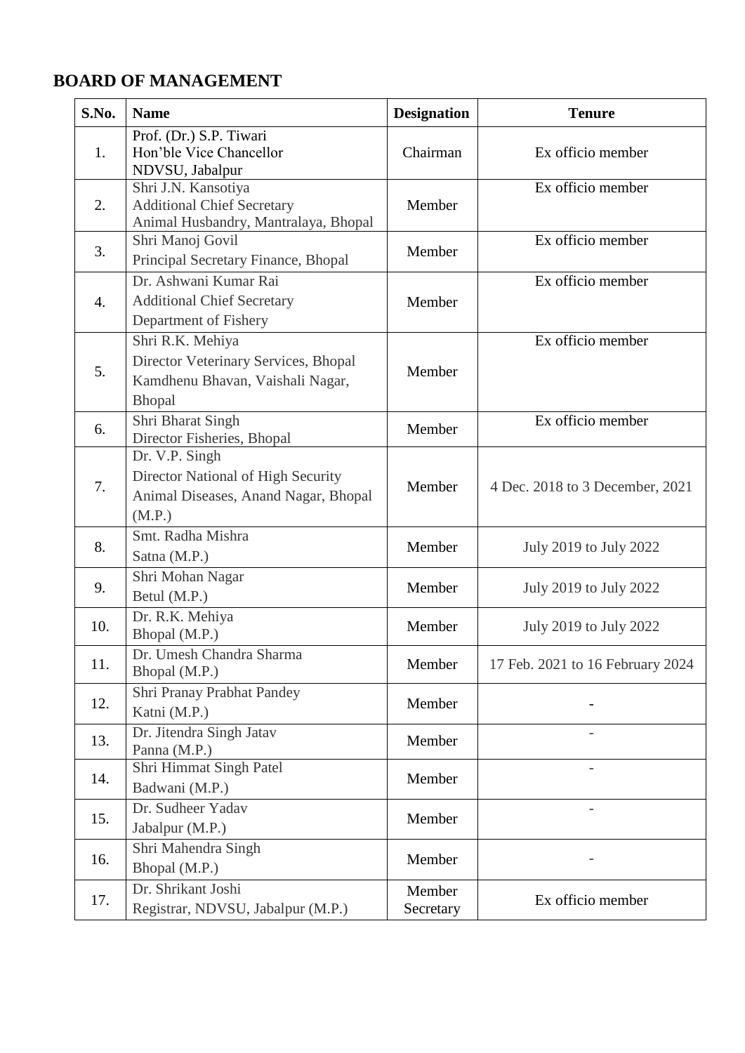## BOARD OF MANAGEMENT

| S.No. | Name | Designation | Tenure |
|---|---|---|---|
| 1. | Prof. (Dr.) S.P. Tiwari<br>Hon'ble Vice Chancellor<br>NDVSU, Jabalpur | Chairman | Ex officio member |
| 2. | Shri J.N. Kansotiya<br>Additional Chief Secretary<br>Animal Husbandry, Mantralaya, Bhopal | Member | Ex officio member |
| 3. | Shri Manoj Govil<br>Principal Secretary Finance, Bhopal | Member | Ex officio member |
| 4. | Dr. Ashwani Kumar Rai<br>Additional Chief Secretary<br>Department of Fishery | Member | Ex officio member |
| 5. | Shri R.K. Mehiya<br>Director Veterinary Services, Bhopal<br>Kamdhenu Bhavan, Vaishali Nagar, Bhopal | Member | Ex officio member |
| 6. | Shri Bharat Singh<br>Director Fisheries, Bhopal | Member | Ex officio member |
| 7. | Dr. V.P. Singh<br>Director National of High Security Animal Diseases, Anand Nagar, Bhopal (M.P.) | Member | 4 Dec. 2018 to 3 December, 2021 |
| 8. | Smt. Radha Mishra<br>Satna (M.P.) | Member | July 2019 to July 2022 |
| 9. | Shri Mohan Nagar<br>Betul (M.P.) | Member | July 2019 to July 2022 |
| 10. | Dr. R.K. Mehiya<br>Bhopal (M.P.) | Member | July 2019 to July 2022 |
| 11. | Dr. Umesh Chandra Sharma<br>Bhopal (M.P.) | Member | 17 Feb. 2021 to 16 February 2024 |
| 12. | Shri Pranay Prabhat Pandey<br>Katni (M.P.) | Member | - |
| 13. | Dr. Jitendra Singh Jatav<br>Panna (M.P.) | Member | - |
| 14. | Shri Himmat Singh Patel<br>Badwani (M.P.) | Member | - |
| 15. | Dr. Sudheer Yadav<br>Jabalpur (M.P.) | Member | - |
| 16. | Shri Mahendra Singh<br>Bhopal (M.P.) | Member | - |
| 17. | Dr. Shrikant Joshi<br>Registrar, NDVSU, Jabalpur (M.P.) | Member Secretary | Ex officio member |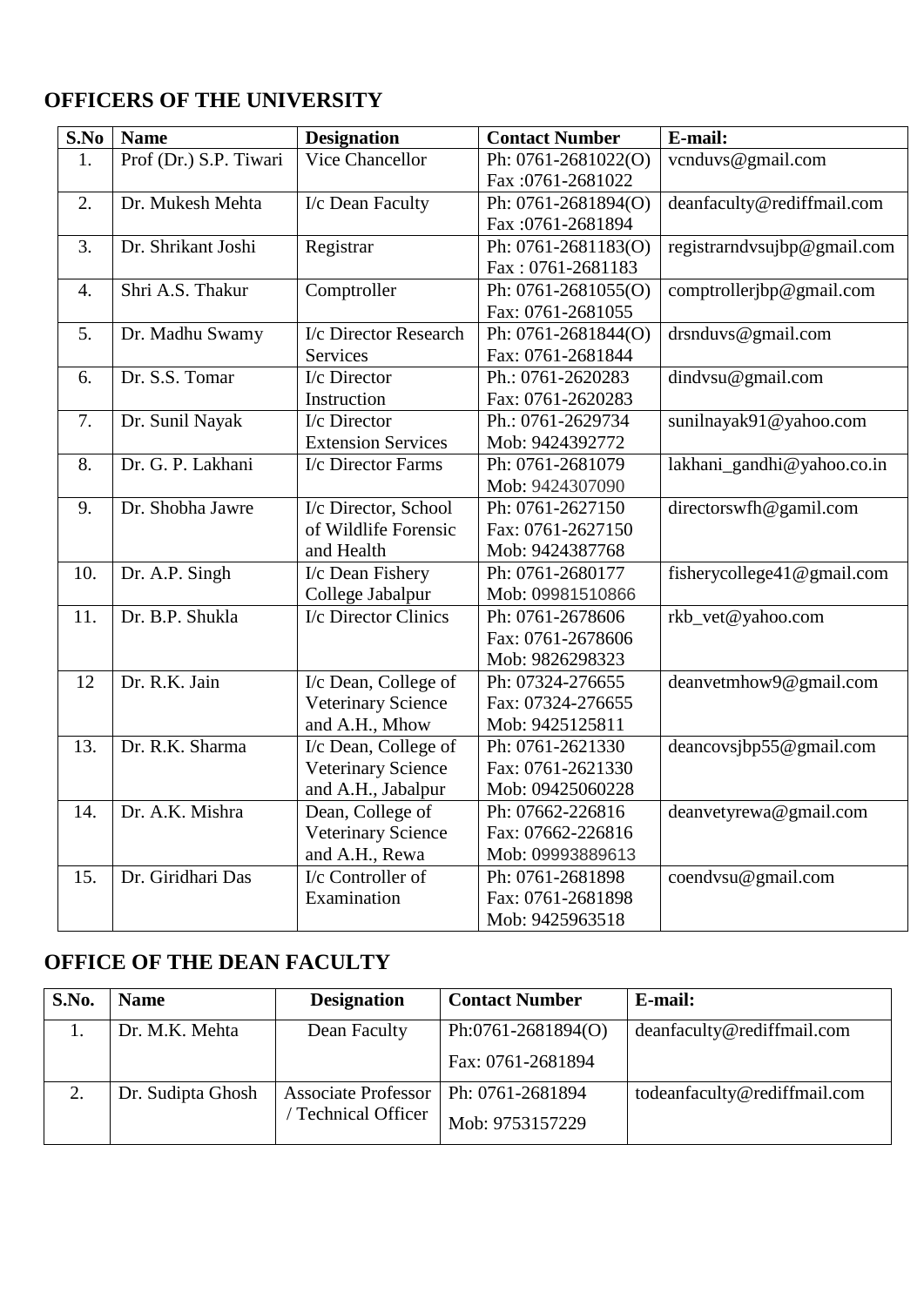## OFFICERS OF THE UNIVERSITY

| S.No | Name | Designation | Contact Number | E-mail: |
|---|---|---|---|---|
| 1. | Prof (Dr.) S.P. Tiwari | Vice Chancellor | Ph: 0761-2681022(O) Fax :0761-2681022 | vcnduvs@gmail.com |
| 2. | Dr. Mukesh Mehta | I/c Dean Faculty | Ph: 0761-2681894(O) Fax :0761-2681894 | deanfaculty@rediffmail.com |
| 3. | Dr. Shrikant Joshi | Registrar | Ph: 0761-2681183(O) Fax : 0761-2681183 | registrarndvsujbp@gmail.com |
| 4. | Shri A.S. Thakur | Comptroller | Ph: 0761-2681055(O) Fax: 0761-2681055 | comptrollerjbp@gmail.com |
| 5. | Dr. Madhu Swamy | I/c Director Research Services | Ph: 0761-2681844(O) Fax: 0761-2681844 | drsnduvs@gmail.com |
| 6. | Dr. S.S. Tomar | I/c Director Instruction | Ph.: 0761-2620283 Fax: 0761-2620283 | dindvsu@gmail.com |
| 7. | Dr. Sunil Nayak | I/c Director Extension Services | Ph.: 0761-2629734 Mob: 9424392772 | sunilnayak91@yahoo.com |
| 8. | Dr. G. P. Lakhani | I/c Director Farms | Ph: 0761-2681079 Mob: 9424307090 | lakhani_gandhi@yahoo.co.in |
| 9. | Dr. Shobha Jawre | I/c Director, School of Wildlife Forensic and Health | Ph: 0761-2627150 Fax: 0761-2627150 Mob: 9424387768 | directorswfh@gamil.com |
| 10. | Dr. A.P. Singh | I/c Dean Fishery College Jabalpur | Ph: 0761-2680177 Mob: 09981510866 | fisherycollege41@gmail.com |
| 11. | Dr. B.P. Shukla | I/c Director Clinics | Ph: 0761-2678606 Fax: 0761-2678606 Mob: 9826298323 | rkb_vet@yahoo.com |
| 12 | Dr. R.K. Jain | I/c Dean, College of Veterinary Science and A.H., Mhow | Ph: 07324-276655 Fax: 07324-276655 Mob: 9425125811 | deanvetmhow9@gmail.com |
| 13. | Dr. R.K. Sharma | I/c Dean, College of Veterinary Science and A.H., Jabalpur | Ph: 0761-2621330 Fax: 0761-2621330 Mob: 09425060228 | deancovsjbp55@gmail.com |
| 14. | Dr. A.K. Mishra | Dean, College of Veterinary Science and A.H., Rewa | Ph: 07662-226816 Fax: 07662-226816 Mob: 09993889613 | deanvetyrewa@gmail.com |
| 15. | Dr. Giridhari Das | I/c Controller of Examination | Ph: 0761-2681898 Fax: 0761-2681898 Mob: 9425963518 | coendvsu@gmail.com |

## OFFICE OF THE DEAN FACULTY

| S.No. | Name | Designation | Contact Number | E-mail: |
|---|---|---|---|---|
| 1. | Dr. M.K. Mehta | Dean Faculty | Ph:0761-2681894(O) Fax: 0761-2681894 | deanfaculty@rediffmail.com |
| 2. | Dr. Sudipta Ghosh | Associate Professor / Technical Officer | Ph: 0761-2681894 Mob: 9753157229 | todeanfaculty@rediffmail.com |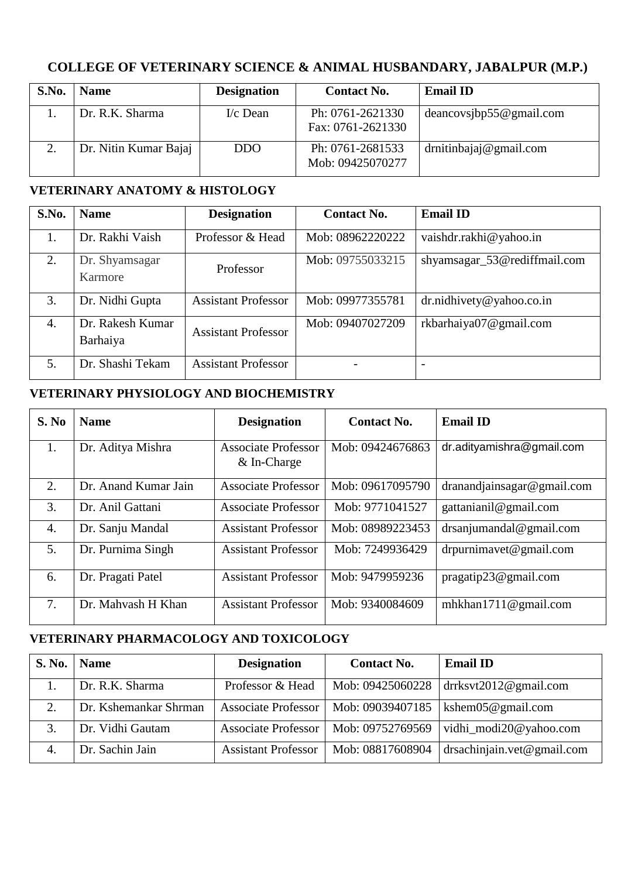## COLLEGE OF VETERINARY SCIENCE & ANIMAL HUSBANDARY, JABALPUR (M.P.)

| S.No. | Name | Designation | Contact No. | Email ID |
|---|---|---|---|---|
| 1. | Dr. R.K. Sharma | I/c Dean | Ph: 0761-2621330<br>Fax: 0761-2621330 | deancovsjbp55@gmail.com |
| 2. | Dr. Nitin Kumar Bajaj | DDO | Ph: 0761-2681533<br>Mob: 09425070277 | drnitinbajaj@gmail.com |

### VETERINARY ANATOMY & HISTOLOGY

| S.No. | Name | Designation | Contact No. | Email ID |
|---|---|---|---|---|
| 1. | Dr. Rakhi Vaish | Professor & Head | Mob: 08962220222 | vaishdr.rakhi@yahoo.in |
| 2. | Dr. Shyamsagar Karmore | Professor | Mob: 09755033215 | shyamsagar_53@rediffmail.com |
| 3. | Dr. Nidhi Gupta | Assistant Professor | Mob: 09977355781 | dr.nidhivety@yahoo.co.in |
| 4. | Dr. Rakesh Kumar Barhaiya | Assistant Professor | Mob: 09407027209 | rkbarhaiya07@gmail.com |
| 5. | Dr. Shashi Tekam | Assistant Professor | - | - |

### VETERINARY PHYSIOLOGY AND BIOCHEMISTRY

| S. No | Name | Designation | Contact No. | Email ID |
|---|---|---|---|---|
| 1. | Dr. Aditya Mishra | Associate Professor & In-Charge | Mob: 09424676863 | dr.adityamishra@gmail.com |
| 2. | Dr. Anand Kumar Jain | Associate Professor | Mob: 09617095790 | dranandjainsagar@gmail.com |
| 3. | Dr. Anil Gattani | Associate Professor | Mob: 9771041527 | gattanianil@gmail.com |
| 4. | Dr. Sanju Mandal | Assistant Professor | Mob: 08989223453 | drsanjumandal@gmail.com |
| 5. | Dr. Purnima Singh | Assistant Professor | Mob: 7249936429 | drpurnimavet@gmail.com |
| 6. | Dr. Pragati Patel | Assistant Professor | Mob: 9479959236 | pragatip23@gmail.com |
| 7. | Dr. Mahvash H Khan | Assistant Professor | Mob: 9340084609 | mhkhan1711@gmail.com |

### VETERINARY PHARMACOLOGY AND TOXICOLOGY

| S. No. | Name | Designation | Contact No. | Email ID |
|---|---|---|---|---|
| 1. | Dr. R.K. Sharma | Professor & Head | Mob: 09425060228 | drrksvt2012@gmail.com |
| 2. | Dr. Kshemankar Shrman | Associate Professor | Mob: 09039407185 | kshem05@gmail.com |
| 3. | Dr. Vidhi Gautam | Associate Professor | Mob: 09752769569 | vidhi_modi20@yahoo.com |
| 4. | Dr. Sachin Jain | Assistant Professor | Mob: 08817608904 | drsachinjain.vet@gmail.com |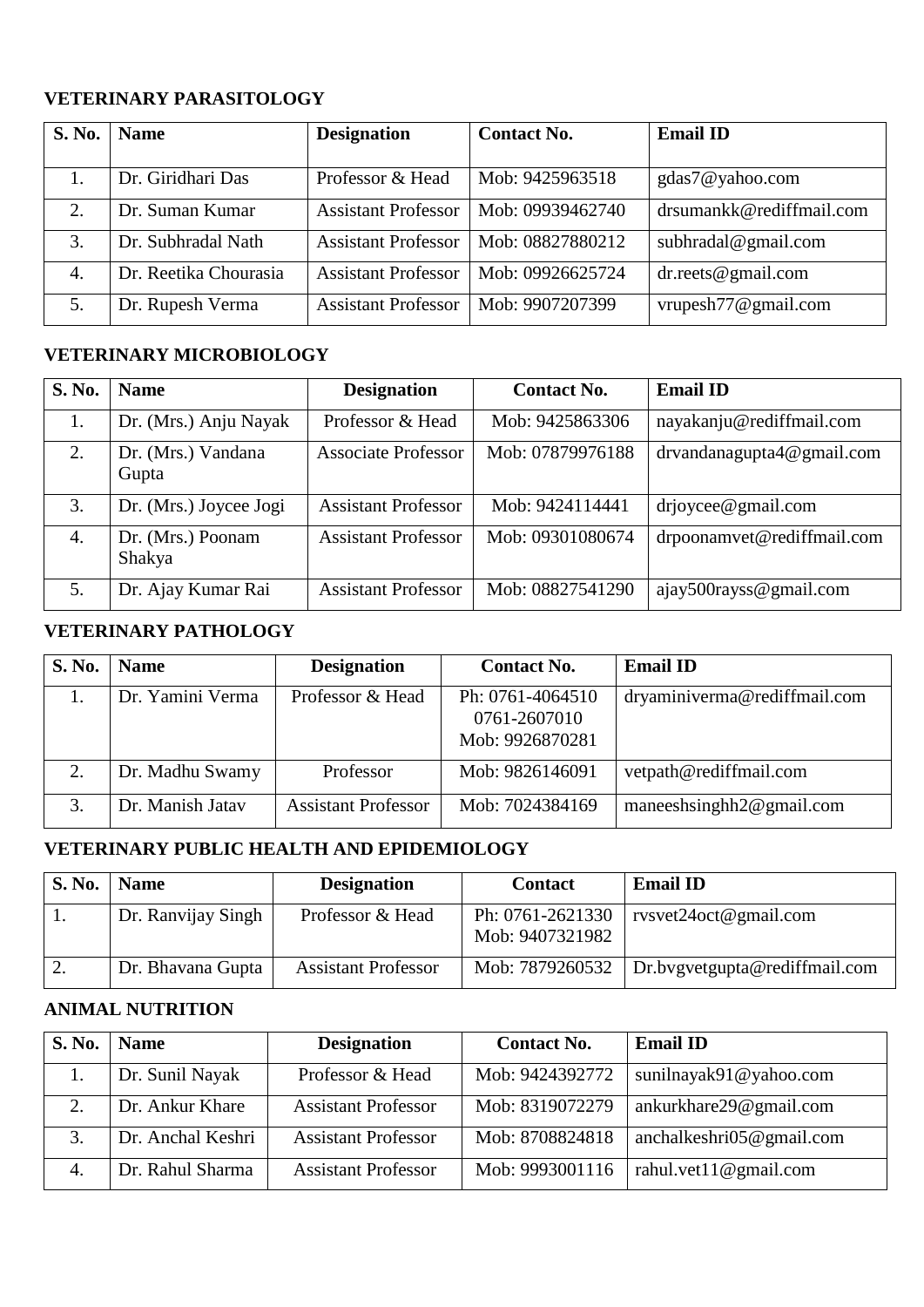## VETERINARY PARASITOLOGY

| S. No. | Name | Designation | Contact No. | Email ID |
|---|---|---|---|---|
| 1. | Dr. Giridhari Das | Professor & Head | Mob: 9425963518 | gdas7@yahoo.com |
| 2. | Dr. Suman Kumar | Assistant Professor | Mob: 09939462740 | drsumankk@rediffmail.com |
| 3. | Dr. Subhradal Nath | Assistant Professor | Mob: 08827880212 | subhradal@gmail.com |
| 4. | Dr. Reetika Chourasia | Assistant Professor | Mob: 09926625724 | dr.reets@gmail.com |
| 5. | Dr. Rupesh Verma | Assistant Professor | Mob: 9907207399 | vrupesh77@gmail.com |

## VETERINARY MICROBIOLOGY

| S. No. | Name | Designation | Contact No. | Email ID |
|---|---|---|---|---|
| 1. | Dr. (Mrs.) Anju Nayak | Professor & Head | Mob: 9425863306 | nayakanju@rediffmail.com |
| 2. | Dr. (Mrs.) Vandana Gupta | Associate Professor | Mob: 07879976188 | drvandanagupta4@gmail.com |
| 3. | Dr. (Mrs.) Joycee Jogi | Assistant Professor | Mob: 9424114441 | drjoycee@gmail.com |
| 4. | Dr. (Mrs.) Poonam Shakya | Assistant Professor | Mob: 09301080674 | drpoonamvet@rediffmail.com |
| 5. | Dr. Ajay Kumar Rai | Assistant Professor | Mob: 08827541290 | ajay500rayss@gmail.com |

## VETERINARY PATHOLOGY

| S. No. | Name | Designation | Contact No. | Email ID |
|---|---|---|---|---|
| 1. | Dr. Yamini Verma | Professor & Head | Ph: 0761-4064510<br>0761-2607010<br>Mob: 9926870281 | dryaminiverma@rediffmail.com |
| 2. | Dr. Madhu Swamy | Professor | Mob: 9826146091 | vetpath@rediffmail.com |
| 3. | Dr. Manish Jatav | Assistant Professor | Mob: 7024384169 | maneeshsinghh2@gmail.com |

## VETERINARY PUBLIC HEALTH AND EPIDEMIOLOGY

| S. No. | Name | Designation | Contact | Email ID |
|---|---|---|---|---|
| 1. | Dr. Ranvijay Singh | Professor & Head | Ph: 0761-2621330<br>Mob: 9407321982 | rvsvet24oct@gmail.com |
| 2. | Dr. Bhavana Gupta | Assistant Professor | Mob: 7879260532 | Dr.bvgvetgupta@rediffmail.com |

## ANIMAL NUTRITION

| S. No. | Name | Designation | Contact No. | Email ID |
|---|---|---|---|---|
| 1. | Dr. Sunil Nayak | Professor & Head | Mob: 9424392772 | sunilnayak91@yahoo.com |
| 2. | Dr. Ankur Khare | Assistant Professor | Mob: 8319072279 | ankurkhare29@gmail.com |
| 3. | Dr. Anchal Keshri | Assistant Professor | Mob: 8708824818 | anchalkeshri05@gmail.com |
| 4. | Dr. Rahul Sharma | Assistant Professor | Mob: 9993001116 | rahul.vet11@gmail.com |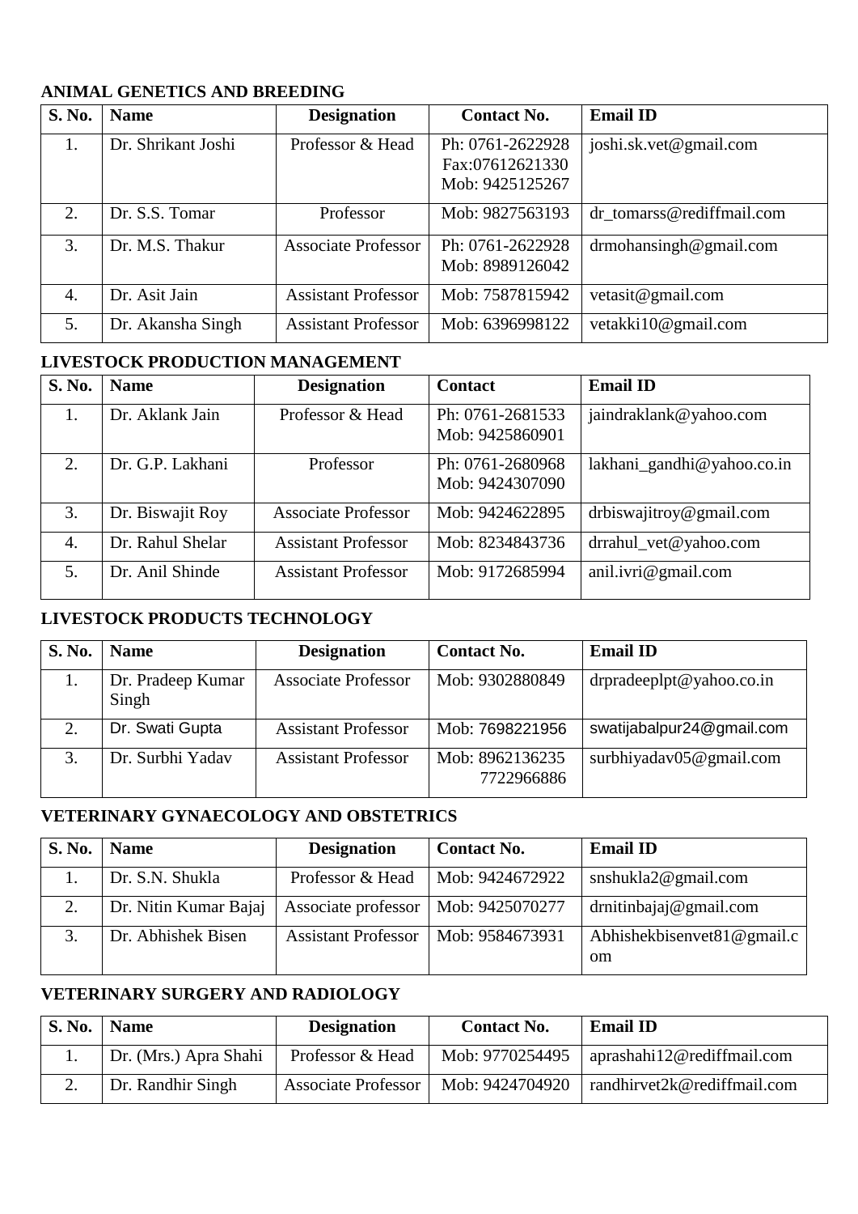**ANIMAL GENETICS AND BREEDING**

| S. No. | Name | Designation | Contact No. | Email ID |
|---|---|---|---|---|
| 1. | Dr. Shrikant Joshi | Professor & Head | Ph: 0761-2622928<br>Fax:07612621330<br>Mob: 9425125267 | joshi.sk.vet@gmail.com |
| 2. | Dr. S.S. Tomar | Professor | Mob: 9827563193 | dr_tomarss@rediffmail.com |
| 3. | Dr. M.S. Thakur | Associate Professor | Ph: 0761-2622928<br>Mob: 8989126042 | drmohansingh@gmail.com |
| 4. | Dr. Asit Jain | Assistant Professor | Mob: 7587815942 | vetasit@gmail.com |
| 5. | Dr. Akansha Singh | Assistant Professor | Mob: 6396998122 | vetakki10@gmail.com |

**LIVESTOCK PRODUCTION MANAGEMENT**

| S. No. | Name | Designation | Contact | Email ID |
|---|---|---|---|---|
| 1. | Dr. Aklank Jain | Professor & Head | Ph: 0761-2681533<br>Mob: 9425860901 | jaindraklank@yahoo.com |
| 2. | Dr. G.P. Lakhani | Professor | Ph: 0761-2680968<br>Mob: 9424307090 | lakhani_gandhi@yahoo.co.in |
| 3. | Dr. Biswajit Roy | Associate Professor | Mob: 9424622895 | drbiswajitroy@gmail.com |
| 4. | Dr. Rahul Shelar | Assistant Professor | Mob: 8234843736 | drrahul_vet@yahoo.com |
| 5. | Dr. Anil Shinde | Assistant Professor | Mob: 9172685994 | anil.ivri@gmail.com |

**LIVESTOCK PRODUCTS TECHNOLOGY**

| S. No. | Name | Designation | Contact No. | Email ID |
|---|---|---|---|---|
| 1. | Dr. Pradeep Kumar Singh | Associate Professor | Mob: 9302880849 | drpradeeplpt@yahoo.co.in |
| 2. | Dr. Swati Gupta | Assistant Professor | Mob: 7698221956 | swatijabalpur24@gmail.com |
| 3. | Dr. Surbhi Yadav | Assistant Professor | Mob: 8962136235<br>7722966886 | surbhiyadav05@gmail.com |

**VETERINARY GYNAECOLOGY AND OBSTETRICS**

| S. No. | Name | Designation | Contact No. | Email ID |
|---|---|---|---|---|
| 1. | Dr. S.N. Shukla | Professor & Head | Mob: 9424672922 | snshukla2@gmail.com |
| 2. | Dr. Nitin Kumar Bajaj | Associate professor | Mob: 9425070277 | drnitinbajaj@gmail.com |
| 3. | Dr. Abhishek Bisen | Assistant Professor | Mob: 9584673931 | Abhishekbisenvet81@gmail.com |

**VETERINARY SURGERY AND RADIOLOGY**

| S. No. | Name | Designation | Contact No. | Email ID |
|---|---|---|---|---|
| 1. | Dr. (Mrs.) Apra Shahi | Professor & Head | Mob: 9770254495 | aprashahi12@rediffmail.com |
| 2. | Dr. Randhir Singh | Associate Professor | Mob: 9424704920 | randhirvet2k@rediffmail.com |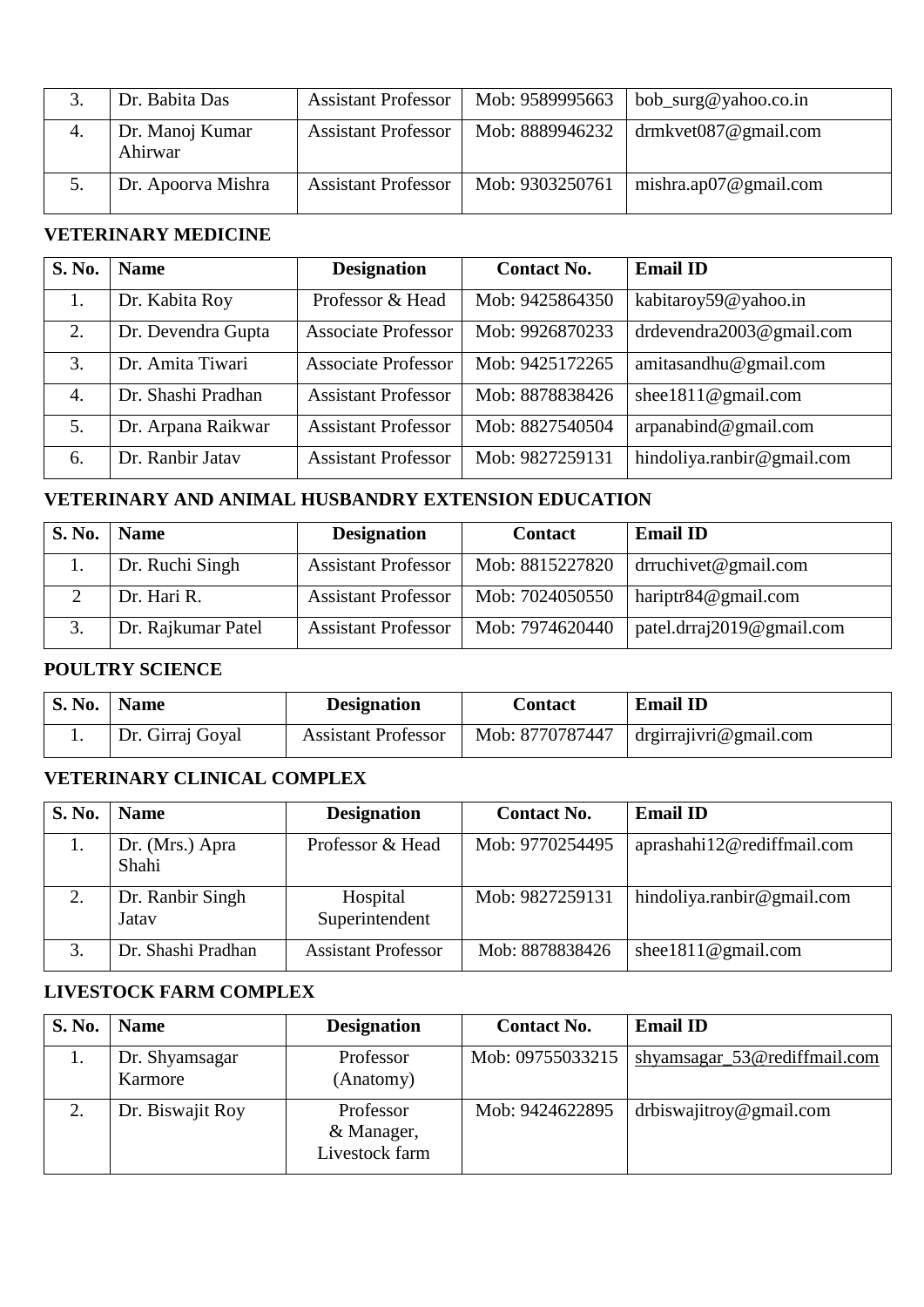| 3. | Dr. Babita Das | Assistant Professor | Mob: 9589995663 | bob_surg@yahoo.co.in |
|---|---|---|---|---|
| 4. | Dr. Manoj Kumar Ahirwar | Assistant Professor | Mob: 8889946232 | drmkvet087@gmail.com |
| 5. | Dr. Apoorva Mishra | Assistant Professor | Mob: 9303250761 | mishra.ap07@gmail.com |

**VETERINARY MEDICINE**

| S. No. | Name | Designation | Contact No. | Email ID |
|---|---|---|---|---|
| 1. | Dr. Kabita Roy | Professor & Head | Mob: 9425864350 | kabitaroy59@yahoo.in |
| 2. | Dr. Devendra Gupta | Associate Professor | Mob: 9926870233 | drdevendra2003@gmail.com |
| 3. | Dr. Amita Tiwari | Associate Professor | Mob: 9425172265 | amitasandhu@gmail.com |
| 4. | Dr. Shashi Pradhan | Assistant Professor | Mob: 8878838426 | shee1811@gmail.com |
| 5. | Dr. Arpana Raikwar | Assistant Professor | Mob: 8827540504 | arpanabind@gmail.com |
| 6. | Dr. Ranbir Jatav | Assistant Professor | Mob: 9827259131 | hindoliya.ranbir@gmail.com |

**VETERINARY AND ANIMAL HUSBANDRY EXTENSION EDUCATION**

| S. No. | Name | Designation | Contact | Email ID |
|---|---|---|---|---|
| 1. | Dr. Ruchi Singh | Assistant Professor | Mob: 8815227820 | drruchivet@gmail.com |
| 2 | Dr. Hari R. | Assistant Professor | Mob: 7024050550 | hariptr84@gmail.com |
| 3. | Dr. Rajkumar Patel | Assistant Professor | Mob: 7974620440 | patel.drraj2019@gmail.com |

**POULTRY SCIENCE**

| S. No. | Name | Designation | Contact | Email ID |
|---|---|---|---|---|
| 1. | Dr. Girraj Goyal | Assistant Professor | Mob: 8770787447 | drgirrajivri@gmail.com |

**VETERINARY CLINICAL COMPLEX**

| S. No. | Name | Designation | Contact No. | Email ID |
|---|---|---|---|---|
| 1. | Dr. (Mrs.) Apra Shahi | Professor & Head | Mob: 9770254495 | aprashahi12@rediffmail.com |
| 2. | Dr. Ranbir Singh Jatav | Hospital Superintendent | Mob: 9827259131 | hindoliya.ranbir@gmail.com |
| 3. | Dr. Shashi Pradhan | Assistant Professor | Mob: 8878838426 | shee1811@gmail.com |

**LIVESTOCK FARM COMPLEX**

| S. No. | Name | Designation | Contact No. | Email ID |
|---|---|---|---|---|
| 1. | Dr. Shyamsagar Karmore | Professor (Anatomy) | Mob: 09755033215 | shyamsagar_53@rediffmail.com |
| 2. | Dr. Biswajit Roy | Professor & Manager, Livestock farm | Mob: 9424622895 | drbiswajitroy@gmail.com |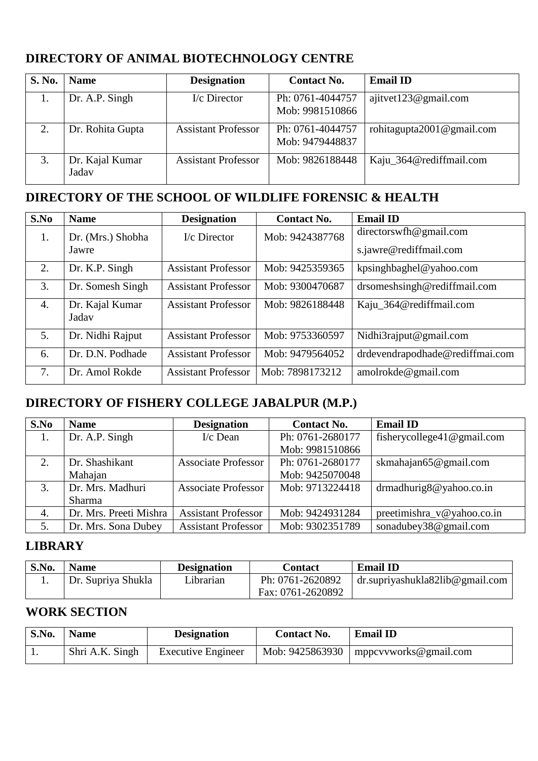## DIRECTORY OF ANIMAL BIOTECHNOLOGY CENTRE

| S. No. | Name | Designation | Contact No. | Email ID |
|---|---|---|---|---|
| 1. | Dr. A.P. Singh | I/c Director | Ph: 0761-4044757 Mob: 9981510866 | ajitvet123@gmail.com |
| 2. | Dr. Rohita Gupta | Assistant Professor | Ph: 0761-4044757 Mob: 9479448837 | rohitagupta2001@gmail.com |
| 3. | Dr. Kajal Kumar Jadav | Assistant Professor | Mob: 9826188448 | Kaju_364@rediffmail.com |

## DIRECTORY OF THE SCHOOL OF WILDLIFE FORENSIC & HEALTH

| S.No | Name | Designation | Contact No. | Email ID |
|---|---|---|---|---|
| 1. | Dr. (Mrs.) Shobha Jawre | I/c Director | Mob: 9424387768 | directorswfh@gmail.com s.jawre@rediffmail.com |
| 2. | Dr. K.P. Singh | Assistant Professor | Mob: 9425359365 | kpsinghbaghel@yahoo.com |
| 3. | Dr. Somesh Singh | Assistant Professor | Mob: 9300470687 | drsomeshsingh@rediffmail.com |
| 4. | Dr. Kajal Kumar Jadav | Assistant Professor | Mob: 9826188448 | Kaju_364@rediffmail.com |
| 5. | Dr. Nidhi Rajput | Assistant Professor | Mob: 9753360597 | Nidhi3rajput@gmail.com |
| 6. | Dr. D.N. Podhade | Assistant Professor | Mob: 9479564052 | drdevendrapodhade@rediffmai.com |
| 7. | Dr. Amol Rokde | Assistant Professor | Mob: 7898173212 | amolrokde@gmail.com |

## DIRECTORY OF FISHERY COLLEGE JABALPUR (M.P.)

| S.No | Name | Designation | Contact No. | Email ID |
|---|---|---|---|---|
| 1. | Dr. A.P. Singh | I/c Dean | Ph: 0761-2680177 Mob: 9981510866 | fisherycollege41@gmail.com |
| 2. | Dr. Shashikant Mahajan | Associate Professor | Ph: 0761-2680177 Mob: 9425070048 | skmahajan65@gmail.com |
| 3. | Dr. Mrs. Madhuri Sharma | Associate Professor | Mob: 9713224418 | drmadhurig8@yahoo.co.in |
| 4. | Dr. Mrs. Preeti Mishra | Assistant Professor | Mob: 9424931284 | preetimishra_v@yahoo.co.in |
| 5. | Dr. Mrs. Sona Dubey | Assistant Professor | Mob: 9302351789 | sonadubey38@gmail.com |

## LIBRARY

| S.No. | Name | Designation | Contact | Email ID |
|---|---|---|---|---|
| 1. | Dr. Supriya Shukla | Librarian | Ph: 0761-2620892 Fax: 0761-2620892 | dr.supriyashukla82lib@gmail.com |

## WORK SECTION

| S.No. | Name | Designation | Contact No. | Email ID |
|---|---|---|---|---|
| 1. | Shri A.K. Singh | Executive Engineer | Mob: 9425863930 | mppcvvworks@gmail.com |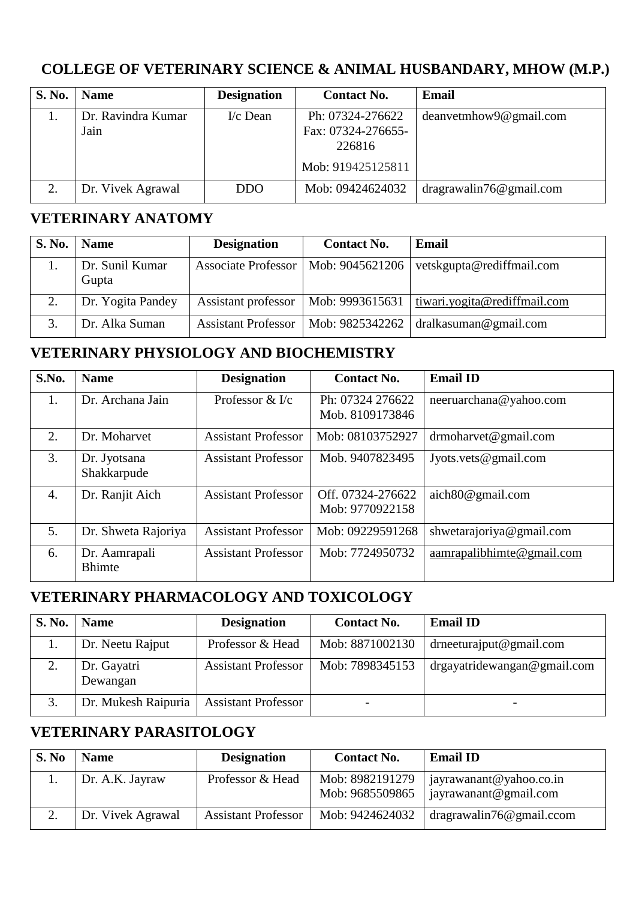## COLLEGE OF VETERINARY SCIENCE & ANIMAL HUSBANDARY, MHOW (M.P.)

| S. No. | Name | Designation | Contact No. | Email |
|---|---|---|---|---|
| 1. | Dr. Ravindra Kumar Jain | I/c Dean | Ph: 07324-276622<br>Fax: 07324-276655-226816<br>Mob: 919425125811 | deanvetmhow9@gmail.com |
| 2. | Dr. Vivek Agrawal | DDO | Mob: 09424624032 | dragrawalin76@gmail.com |

## VETERINARY ANATOMY

| S. No. | Name | Designation | Contact No. | Email |
|---|---|---|---|---|
| 1. | Dr. Sunil Kumar Gupta | Associate Professor | Mob: 9045621206 | vetskgupta@rediffmail.com |
| 2. | Dr. Yogita Pandey | Assistant professor | Mob: 9993615631 | tiwari.yogita@rediffmail.com |
| 3. | Dr. Alka Suman | Assistant Professor | Mob: 9825342262 | dralkasuman@gmail.com |

## VETERINARY PHYSIOLOGY AND BIOCHEMISTRY

| S.No. | Name | Designation | Contact No. | Email ID |
|---|---|---|---|---|
| 1. | Dr. Archana Jain | Professor & I/c | Ph: 07324 276622<br>Mob. 8109173846 | neeruarchana@yahoo.com |
| 2. | Dr. Moharvet | Assistant Professor | Mob: 08103752927 | drmoharvet@gmail.com |
| 3. | Dr. Jyotsana Shakkarpude | Assistant Professor | Mob. 9407823495 | Jyots.vets@gmail.com |
| 4. | Dr. Ranjit Aich | Assistant Professor | Off. 07324-276622<br>Mob: 9770922158 | aich80@gmail.com |
| 5. | Dr. Shweta Rajoriya | Assistant Professor | Mob: 09229591268 | shwetarajoriya@gmail.com |
| 6. | Dr. Aamrapali Bhimte | Assistant Professor | Mob: 7724950732 | aamrapalibhimte@gmail.com |

## VETERINARY PHARMACOLOGY AND TOXICOLOGY

| S. No. | Name | Designation | Contact No. | Email ID |
|---|---|---|---|---|
| 1. | Dr. Neetu Rajput | Professor & Head | Mob: 8871002130 | drneeturajput@gmail.com |
| 2. | Dr. Gayatri Dewangan | Assistant Professor | Mob: 7898345153 | drgayatridewangan@gmail.com |
| 3. | Dr. Mukesh Raipuria | Assistant Professor | - | - |

## VETERINARY PARASITOLOGY

| S. No | Name | Designation | Contact No. | Email ID |
|---|---|---|---|---|
| 1. | Dr. A.K. Jayraw | Professor & Head | Mob: 8982191279<br>Mob: 9685509865 | jayrawanant@yahoo.co.in<br>jayrawanant@gmail.com |
| 2. | Dr. Vivek Agrawal | Assistant Professor | Mob: 9424624032 | dragrawalin76@gmail.ccom |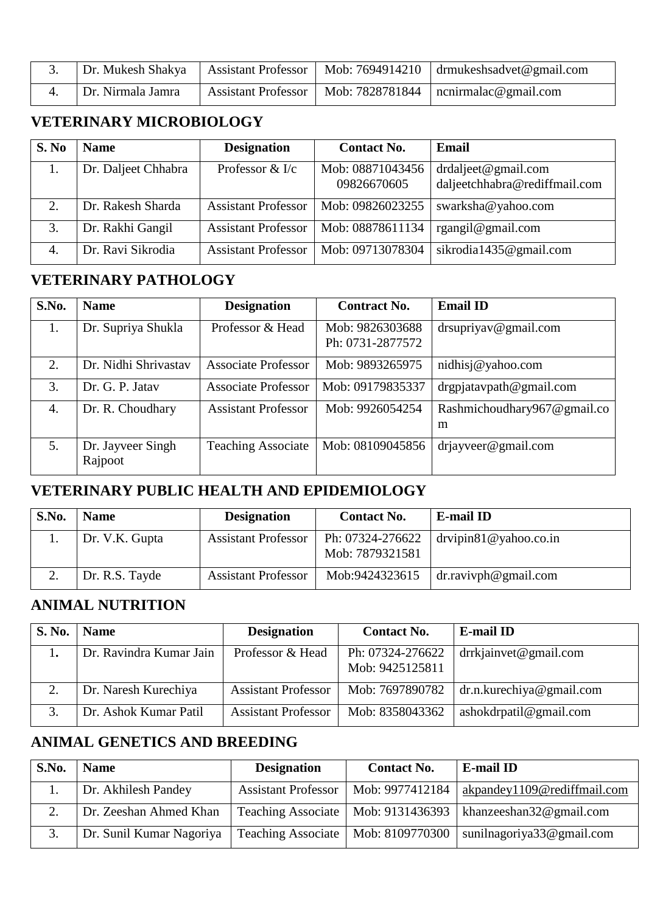| 3. | Dr. Mukesh Shakya | Assistant Professor | Mob: 7694914210 | drmukeshsadvet@gmail.com |
|---|---|---|---|---|
| 4. | Dr. Nirmala Jamra | Assistant Professor | Mob: 7828781844 | ncnirmalac@gmail.com |

## VETERINARY MICROBIOLOGY

| S. No | Name | Designation | Contact No. | Email |
|---|---|---|---|---|
| 1. | Dr. Daljeet Chhabra | Professor & I/c | Mob: 08871043456 09826670605 | drdaljeet@gmail.com daljeetchhabra@rediffmail.com |
| 2. | Dr. Rakesh Sharda | Assistant Professor | Mob: 09826023255 | swarksha@yahoo.com |
| 3. | Dr. Rakhi Gangil | Assistant Professor | Mob: 08878611134 | rgangil@gmail.com |
| 4. | Dr. Ravi Sikrodia | Assistant Professor | Mob: 09713078304 | sikrodia1435@gmail.com |

## VETERINARY PATHOLOGY

| S.No. | Name | Designation | Contract No. | Email ID |
|---|---|---|---|---|
| 1. | Dr. Supriya Shukla | Professor & Head | Mob: 9826303688 Ph: 0731-2877572 | drsupriyav@gmail.com |
| 2. | Dr. Nidhi Shrivastav | Associate Professor | Mob: 9893265975 | nidhisj@yahoo.com |
| 3. | Dr. G. P. Jatav | Associate Professor | Mob: 09179835337 | drgpjatavpath@gmail.com |
| 4. | Dr. R. Choudhary | Assistant Professor | Mob: 9926054254 | Rashmichoudhary967@gmail.com |
| 5. | Dr. Jayveer Singh Rajpoot | Teaching Associate | Mob: 08109045856 | drjayveer@gmail.com |

## VETERINARY PUBLIC HEALTH AND EPIDEMIOLOGY

| S.No. | Name | Designation | Contact No. | E-mail ID |
|---|---|---|---|---|
| 1. | Dr. V.K. Gupta | Assistant Professor | Ph: 07324-276622 Mob: 7879321581 | drvipin81@yahoo.co.in |
| 2. | Dr. R.S. Tayde | Assistant Professor | Mob:9424323615 | dr.ravivph@gmail.com |

## ANIMAL NUTRITION

| S. No. | Name | Designation | Contact No. | E-mail ID |
|---|---|---|---|---|
| 1. | Dr. Ravindra Kumar Jain | Professor & Head | Ph: 07324-276622 Mob: 9425125811 | drrkjainvet@gmail.com |
| 2. | Dr. Naresh Kurechiya | Assistant Professor | Mob: 7697890782 | dr.n.kurechiya@gmail.com |
| 3. | Dr. Ashok Kumar Patil | Assistant Professor | Mob: 8358043362 | ashokdrpatil@gmail.com |

## ANIMAL GENETICS AND BREEDING

| S.No. | Name | Designation | Contact No. | E-mail ID |
|---|---|---|---|---|
| 1. | Dr. Akhilesh Pandey | Assistant Professor | Mob: 9977412184 | akpandey1109@rediffmail.com |
| 2. | Dr. Zeeshan Ahmed Khan | Teaching Associate | Mob: 9131436393 | khanzeeshan32@gmail.com |
| 3. | Dr. Sunil Kumar Nagoriya | Teaching Associate | Mob: 8109770300 | sunilnagoriya33@gmail.com |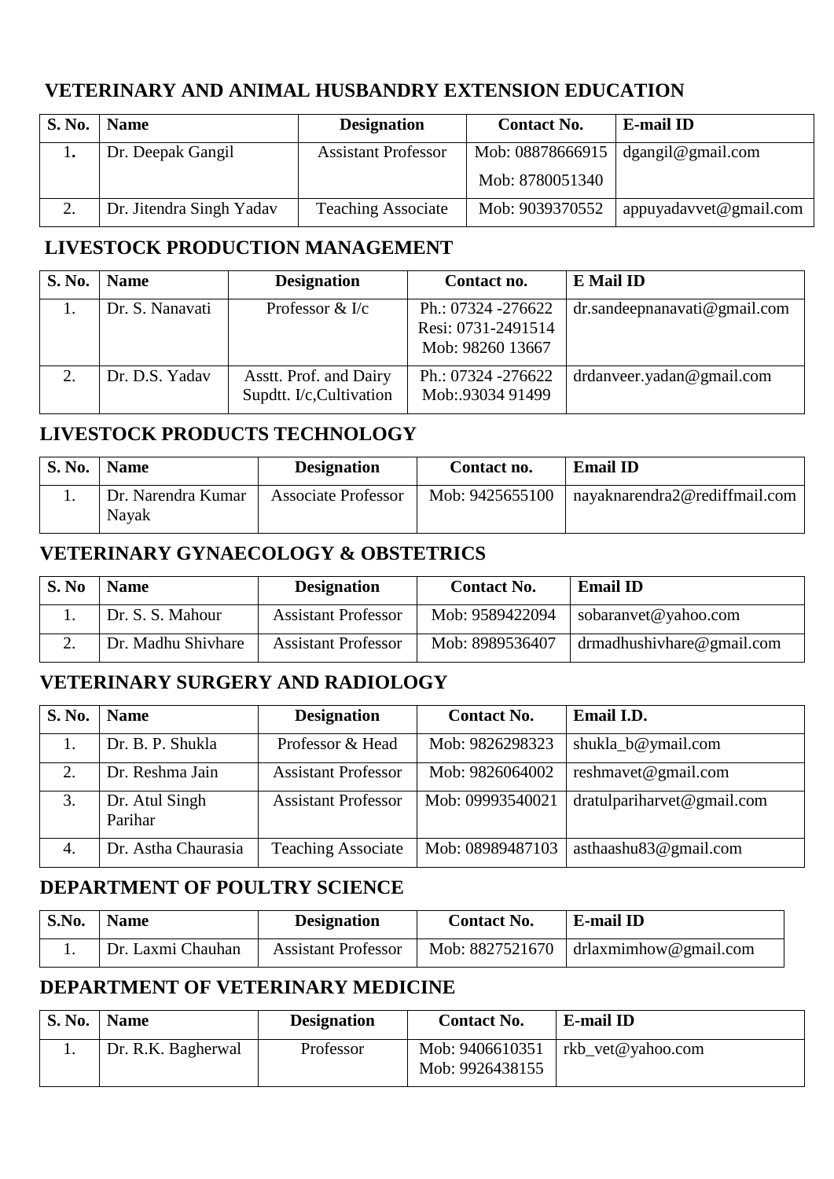## VETERINARY AND ANIMAL HUSBANDRY EXTENSION EDUCATION

| S. No. | Name | Designation | Contact No. | E-mail ID |
|---|---|---|---|---|
| 1. | Dr. Deepak Gangil | Assistant Professor | Mob: 08878666915<br>Mob: 8780051340 | dgangil@gmail.com |
| 2. | Dr. Jitendra Singh Yadav | Teaching Associate | Mob: 9039370552 | appuyadavvet@gmail.com |

## LIVESTOCK PRODUCTION MANAGEMENT

| S. No. | Name | Designation | Contact no. | E Mail ID |
|---|---|---|---|---|
| 1. | Dr. S. Nanavati | Professor & I/c | Ph.: 07324 -276622<br>Resi: 0731-2491514<br>Mob: 98260 13667 | dr.sandeepnanavati@gmail.com |
| 2. | Dr. D.S. Yadav | Asstt. Prof. and Dairy Supdtt. I/c,Cultivation | Ph.: 07324 -276622<br>Mob:.93034 91499 | drdanveer.yadan@gmail.com |

## LIVESTOCK PRODUCTS TECHNOLOGY

| S. No. | Name | Designation | Contact no. | Email ID |
|---|---|---|---|---|
| 1. | Dr. Narendra Kumar Nayak | Associate Professor | Mob: 9425655100 | nayaknarendra2@rediffmail.com |

## VETERINARY GYNAECOLOGY & OBSTETRICS

| S. No | Name | Designation | Contact No. | Email ID |
|---|---|---|---|---|
| 1. | Dr. S. S. Mahour | Assistant Professor | Mob: 9589422094 | sobaranvet@yahoo.com |
| 2. | Dr. Madhu Shivhare | Assistant Professor | Mob: 8989536407 | drmadhushivhare@gmail.com |

## VETERINARY SURGERY AND RADIOLOGY

| S. No. | Name | Designation | Contact No. | Email I.D. |
|---|---|---|---|---|
| 1. | Dr. B. P. Shukla | Professor & Head | Mob: 9826298323 | shukla_b@ymail.com |
| 2. | Dr. Reshma Jain | Assistant Professor | Mob: 9826064002 | reshmavet@gmail.com |
| 3. | Dr. Atul Singh Parihar | Assistant Professor | Mob: 09993540021 | dratulpariharvet@gmail.com |
| 4. | Dr. Astha Chaurasia | Teaching Associate | Mob: 08989487103 | asthaashu83@gmail.com |

## DEPARTMENT OF POULTRY SCIENCE

| S.No. | Name | Designation | Contact No. | E-mail ID |
|---|---|---|---|---|
| 1. | Dr. Laxmi Chauhan | Assistant Professor | Mob: 8827521670 | drlaxmimhow@gmail.com |

## DEPARTMENT OF VETERINARY MEDICINE

| S. No. | Name | Designation | Contact No. | E-mail ID |
|---|---|---|---|---|
| 1. | Dr. R.K. Bagherwal | Professor | Mob: 9406610351<br>Mob: 9926438155 | rkb_vet@yahoo.com |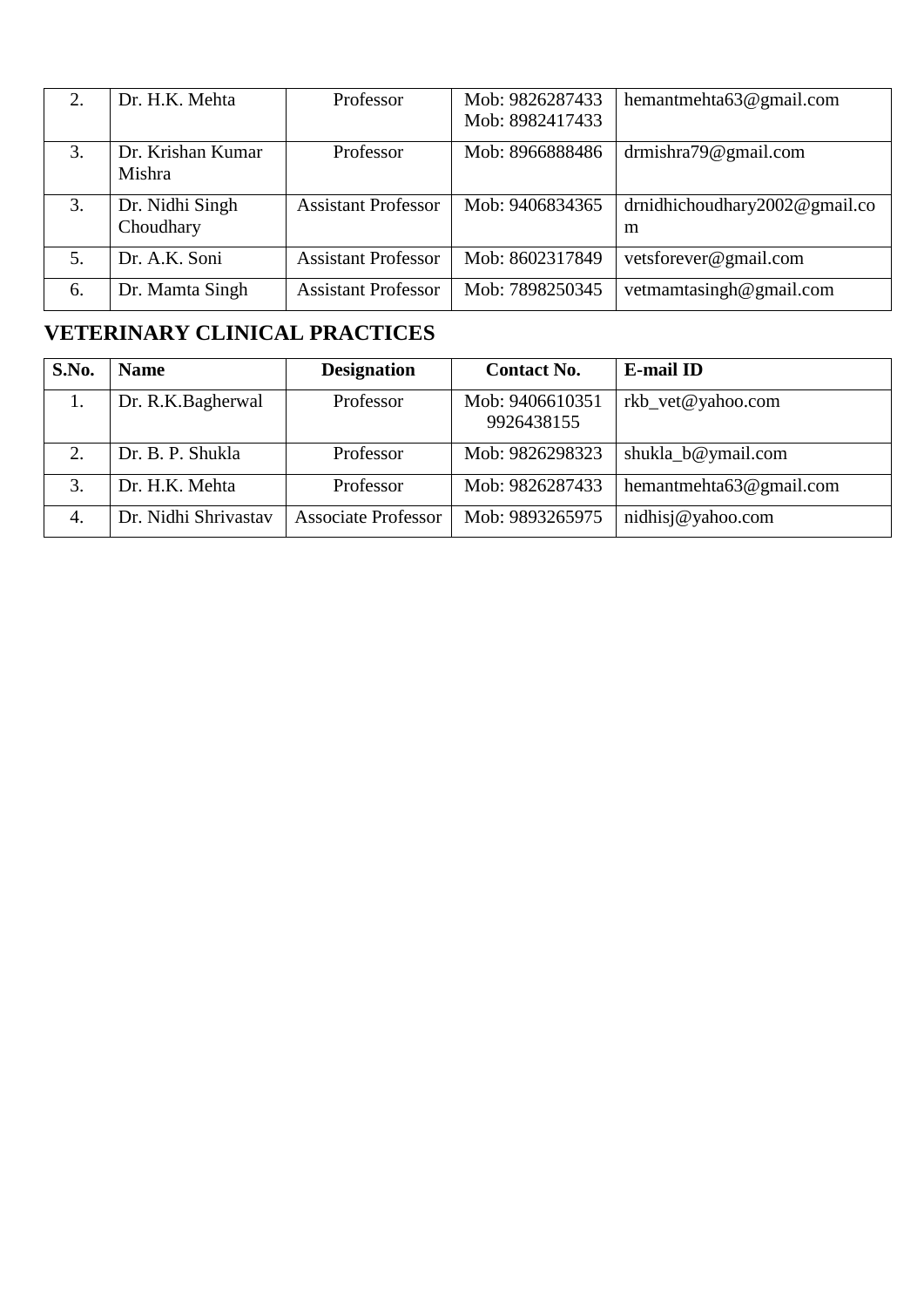| | | | | |
|---|---|---|---|---|
| 2. | Dr. H.K. Mehta | Professor | Mob: 9826287433 Mob: 8982417433 | hemantmehta63@gmail.com |
| 3. | Dr. Krishan Kumar Mishra | Professor | Mob: 8966888486 | drmishra79@gmail.com |
| 3. | Dr. Nidhi Singh Choudhary | Assistant Professor | Mob: 9406834365 | drnidhichoudhary2002@gmail.com |
| 5. | Dr. A.K. Soni | Assistant Professor | Mob: 8602317849 | vetsforever@gmail.com |
| 6. | Dr. Mamta Singh | Assistant Professor | Mob: 7898250345 | vetmamtasingh@gmail.com |

## VETERINARY CLINICAL PRACTICES

| S.No. | Name | Designation | Contact No. | E-mail ID |
|---|---|---|---|---|
| 1. | Dr. R.K.Bagherwal | Professor | Mob: 9406610351 9926438155 | rkb_vet@yahoo.com |
| 2. | Dr. B. P. Shukla | Professor | Mob: 9826298323 | shukla_b@ymail.com |
| 3. | Dr. H.K. Mehta | Professor | Mob: 9826287433 | hemantmehta63@gmail.com |
| 4. | Dr. Nidhi Shrivastav | Associate Professor | Mob: 9893265975 | nidhisj@yahoo.com |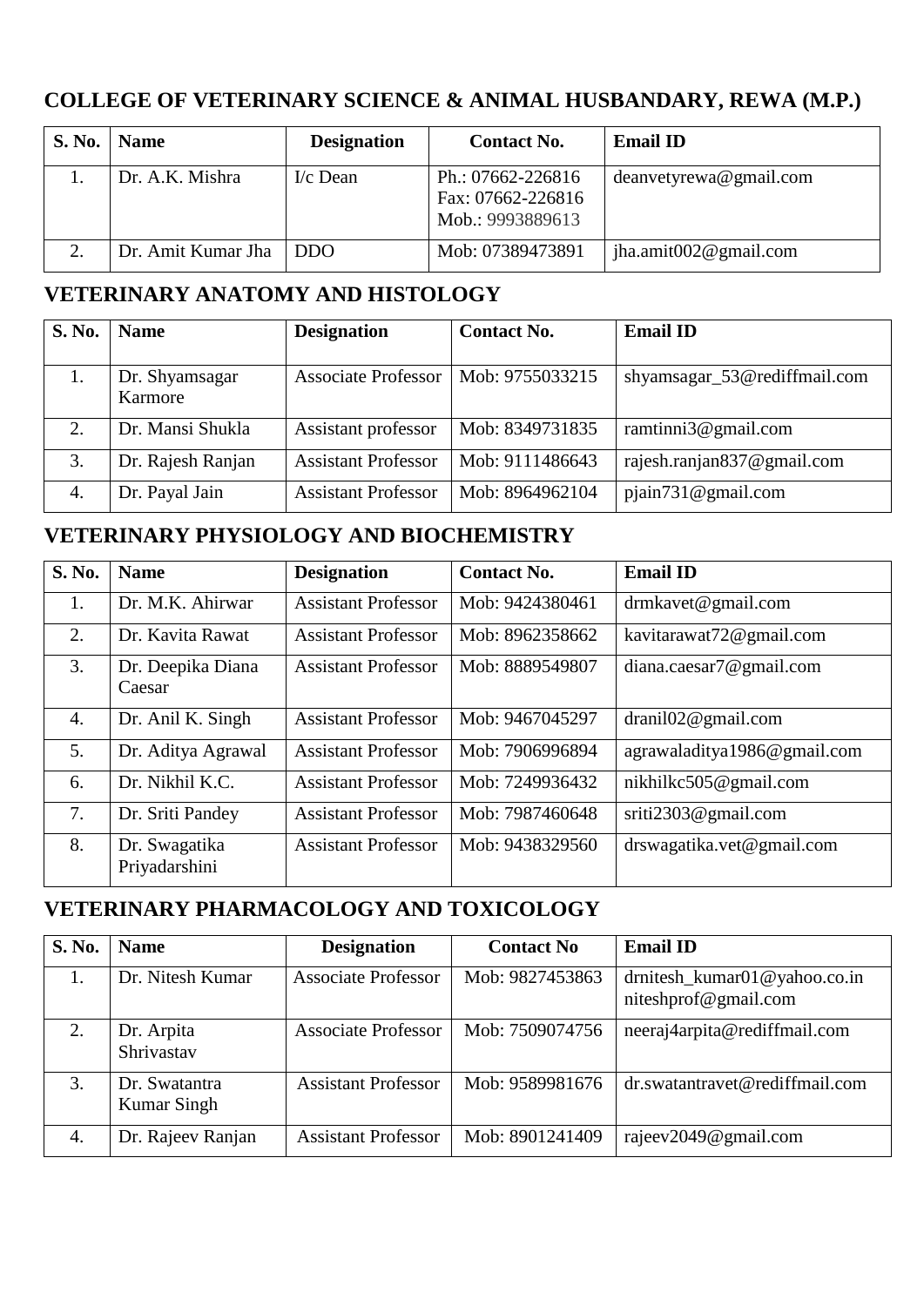## COLLEGE OF VETERINARY SCIENCE & ANIMAL HUSBANDARY, REWA (M.P.)

| S. No. | Name | Designation | Contact No. | Email ID |
|---|---|---|---|---|
| 1. | Dr. A.K. Mishra | I/c Dean | Ph.: 07662-226816<br>Fax: 07662-226816<br>Mob.: 9993889613 | deanvetyrewa@gmail.com |
| 2. | Dr. Amit Kumar Jha | DDO | Mob: 07389473891 | jha.amit002@gmail.com |

## VETERINARY ANATOMY AND HISTOLOGY

| S. No. | Name | Designation | Contact No. | Email ID |
|---|---|---|---|---|
| 1. | Dr. Shyamsagar Karmore | Associate Professor | Mob: 9755033215 | shyamsagar_53@rediffmail.com |
| 2. | Dr. Mansi Shukla | Assistant professor | Mob: 8349731835 | ramtinni3@gmail.com |
| 3. | Dr. Rajesh Ranjan | Assistant Professor | Mob: 9111486643 | rajesh.ranjan837@gmail.com |
| 4. | Dr. Payal Jain | Assistant Professor | Mob: 8964962104 | pjain731@gmail.com |

## VETERINARY PHYSIOLOGY AND BIOCHEMISTRY

| S. No. | Name | Designation | Contact No. | Email ID |
|---|---|---|---|---|
| 1. | Dr. M.K. Ahirwar | Assistant Professor | Mob: 9424380461 | drmkavet@gmail.com |
| 2. | Dr. Kavita Rawat | Assistant Professor | Mob: 8962358662 | kavitarawat72@gmail.com |
| 3. | Dr. Deepika Diana Caesar | Assistant Professor | Mob: 8889549807 | diana.caesar7@gmail.com |
| 4. | Dr. Anil K. Singh | Assistant Professor | Mob: 9467045297 | dranil02@gmail.com |
| 5. | Dr. Aditya Agrawal | Assistant Professor | Mob: 7906996894 | agrawaladitya1986@gmail.com |
| 6. | Dr. Nikhil K.C. | Assistant Professor | Mob: 7249936432 | nikhilkc505@gmail.com |
| 7. | Dr. Sriti Pandey | Assistant Professor | Mob: 7987460648 | sriti2303@gmail.com |
| 8. | Dr. Swagatika Priyadarshini | Assistant Professor | Mob: 9438329560 | drswagatika.vet@gmail.com |

## VETERINARY PHARMACOLOGY AND TOXICOLOGY

| S. No. | Name | Designation | Contact No | Email ID |
|---|---|---|---|---|
| 1. | Dr. Nitesh Kumar | Associate Professor | Mob: 9827453863 | drnitesh_kumar01@yahoo.co.in<br>niteshprof@gmail.com |
| 2. | Dr. Arpita Shrivastav | Associate Professor | Mob: 7509074756 | neeraj4arpita@rediffmail.com |
| 3. | Dr. Swatantra Kumar Singh | Assistant Professor | Mob: 9589981676 | dr.swatantravet@rediffmail.com |
| 4. | Dr. Rajeev Ranjan | Assistant Professor | Mob: 8901241409 | rajeev2049@gmail.com |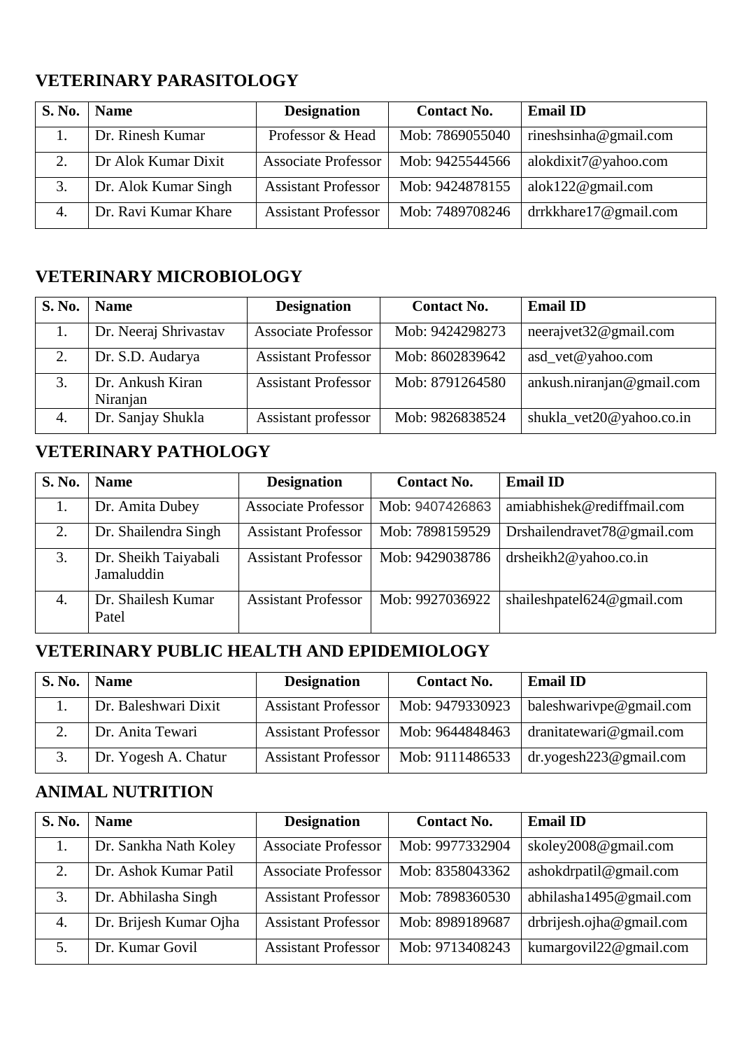## VETERINARY PARASITOLOGY

| S. No. | Name | Designation | Contact No. | Email ID |
|---|---|---|---|---|
| 1. | Dr. Rinesh Kumar | Professor & Head | Mob: 7869055040 | rineshsinha@gmail.com |
| 2. | Dr Alok Kumar Dixit | Associate Professor | Mob: 9425544566 | alokdixit7@yahoo.com |
| 3. | Dr. Alok Kumar Singh | Assistant Professor | Mob: 9424878155 | alok122@gmail.com |
| 4. | Dr. Ravi Kumar Khare | Assistant Professor | Mob: 7489708246 | drrkkhare17@gmail.com |

## VETERINARY MICROBIOLOGY

| S. No. | Name | Designation | Contact No. | Email ID |
|---|---|---|---|---|
| 1. | Dr. Neeraj Shrivastav | Associate Professor | Mob: 9424298273 | neerajvet32@gmail.com |
| 2. | Dr. S.D. Audarya | Assistant Professor | Mob: 8602839642 | asd_vet@yahoo.com |
| 3. | Dr. Ankush Kiran Niranjan | Assistant Professor | Mob: 8791264580 | ankush.niranjan@gmail.com |
| 4. | Dr. Sanjay Shukla | Assistant professor | Mob: 9826838524 | shukla_vet20@yahoo.co.in |

## VETERINARY PATHOLOGY

| S. No. | Name | Designation | Contact No. | Email ID |
|---|---|---|---|---|
| 1. | Dr. Amita Dubey | Associate Professor | Mob: 9407426863 | amiabhishek@rediffmail.com |
| 2. | Dr. Shailendra Singh | Assistant Professor | Mob: 7898159529 | Drshailendravet78@gmail.com |
| 3. | Dr. Sheikh Taiyabali Jamaluddin | Assistant Professor | Mob: 9429038786 | drsheikh2@yahoo.co.in |
| 4. | Dr. Shailesh Kumar Patel | Assistant Professor | Mob: 9927036922 | shaileshpatel624@gmail.com |

## VETERINARY PUBLIC HEALTH AND EPIDEMIOLOGY

| S. No. | Name | Designation | Contact No. | Email ID |
|---|---|---|---|---|
| 1. | Dr. Baleshwari Dixit | Assistant Professor | Mob: 9479330923 | baleshwarivpe@gmail.com |
| 2. | Dr. Anita Tewari | Assistant Professor | Mob: 9644848463 | dranitatewari@gmail.com |
| 3. | Dr. Yogesh A. Chatur | Assistant Professor | Mob: 9111486533 | dr.yogesh223@gmail.com |

## ANIMAL NUTRITION

| S. No. | Name | Designation | Contact No. | Email ID |
|---|---|---|---|---|
| 1. | Dr. Sankha Nath Koley | Associate Professor | Mob: 9977332904 | skoley2008@gmail.com |
| 2. | Dr. Ashok Kumar Patil | Associate Professor | Mob: 8358043362 | ashokdrpatil@gmail.com |
| 3. | Dr. Abhilasha Singh | Assistant Professor | Mob: 7898360530 | abhilasha1495@gmail.com |
| 4. | Dr. Brijesh Kumar Ojha | Assistant Professor | Mob: 8989189687 | drbrijesh.ojha@gmail.com |
| 5. | Dr. Kumar Govil | Assistant Professor | Mob: 9713408243 | kumargovil22@gmail.com |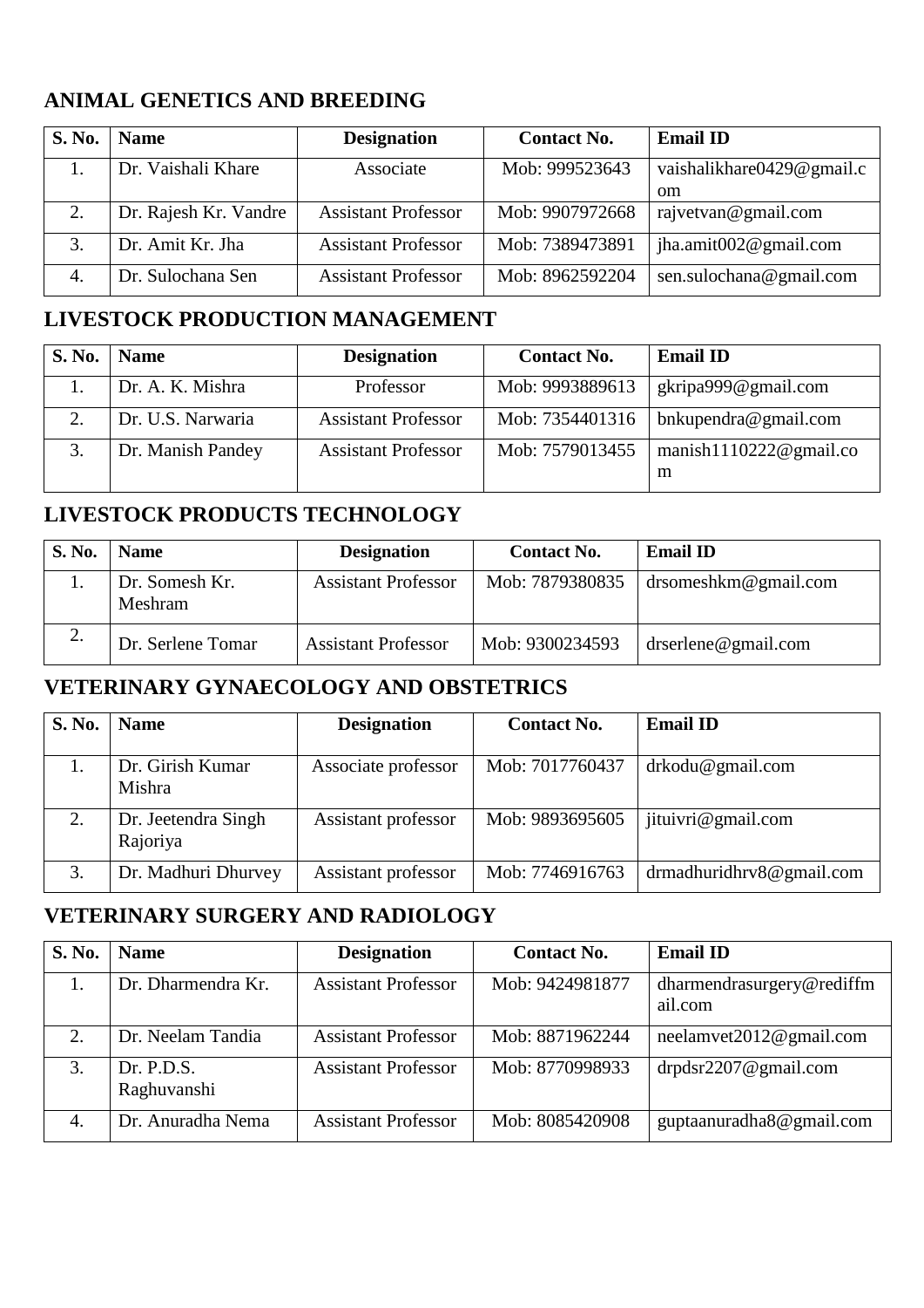## ANIMAL GENETICS AND BREEDING

| S. No. | Name | Designation | Contact No. | Email ID |
|---|---|---|---|---|
| 1. | Dr. Vaishali Khare | Associate | Mob: 999523643 | vaishalikhare0429@gmail.com |
| 2. | Dr. Rajesh Kr. Vandre | Assistant Professor | Mob: 9907972668 | rajvetvan@gmail.com |
| 3. | Dr. Amit Kr. Jha | Assistant Professor | Mob: 7389473891 | jha.amit002@gmail.com |
| 4. | Dr. Sulochana Sen | Assistant Professor | Mob: 8962592204 | sen.sulochana@gmail.com |

## LIVESTOCK PRODUCTION MANAGEMENT

| S. No. | Name | Designation | Contact No. | Email ID |
|---|---|---|---|---|
| 1. | Dr. A. K. Mishra | Professor | Mob: 9993889613 | gkripa999@gmail.com |
| 2. | Dr. U.S. Narwaria | Assistant Professor | Mob: 7354401316 | bnkupendra@gmail.com |
| 3. | Dr. Manish Pandey | Assistant Professor | Mob: 7579013455 | manish1110222@gmail.com |

## LIVESTOCK PRODUCTS TECHNOLOGY

| S. No. | Name | Designation | Contact No. | Email ID |
|---|---|---|---|---|
| 1. | Dr. Somesh Kr. Meshram | Assistant Professor | Mob: 7879380835 | drsomeshkm@gmail.com |
| 2. | Dr. Serlene Tomar | Assistant Professor | Mob: 9300234593 | drserlene@gmail.com |

## VETERINARY GYNAECOLOGY AND OBSTETRICS

| S. No. | Name | Designation | Contact No. | Email ID |
|---|---|---|---|---|
| 1. | Dr. Girish Kumar Mishra | Associate professor | Mob: 7017760437 | drkodu@gmail.com |
| 2. | Dr. Jeetendra Singh Rajoriya | Assistant professor | Mob: 9893695605 | jituivri@gmail.com |
| 3. | Dr. Madhuri Dhurvey | Assistant professor | Mob: 7746916763 | drmadhuridhrv8@gmail.com |

## VETERINARY SURGERY AND RADIOLOGY

| S. No. | Name | Designation | Contact No. | Email ID |
|---|---|---|---|---|
| 1. | Dr. Dharmendra Kr. | Assistant Professor | Mob: 9424981877 | dharmendrasurgery@rediffmail.com |
| 2. | Dr. Neelam Tandia | Assistant Professor | Mob: 8871962244 | neelamvet2012@gmail.com |
| 3. | Dr. P.D.S. Raghuvanshi | Assistant Professor | Mob: 8770998933 | drpdsr2207@gmail.com |
| 4. | Dr. Anuradha Nema | Assistant Professor | Mob: 8085420908 | guptaanuradha8@gmail.com |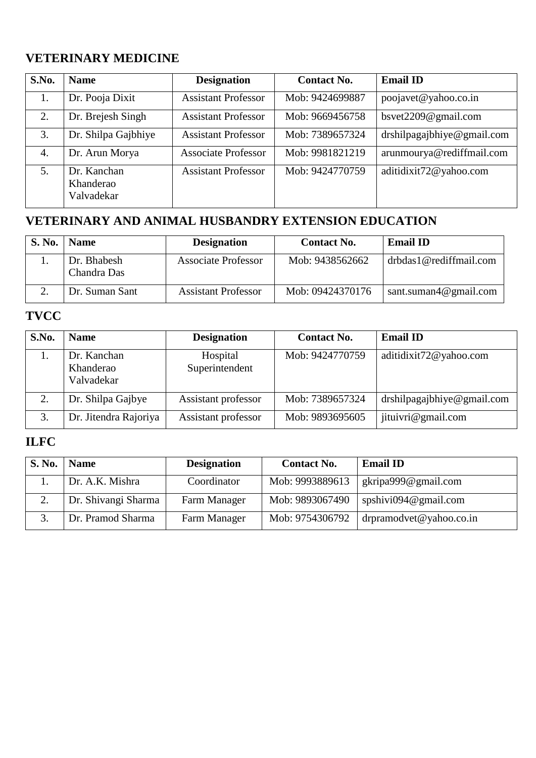## VETERINARY MEDICINE

| S.No. | Name | Designation | Contact No. | Email ID |
|---|---|---|---|---|
| 1. | Dr. Pooja Dixit | Assistant Professor | Mob: 9424699887 | poojavet@yahoo.co.in |
| 2. | Dr. Brejesh Singh | Assistant Professor | Mob: 9669456758 | bsvet2209@gmail.com |
| 3. | Dr. Shilpa Gajbhiye | Assistant Professor | Mob: 7389657324 | drshilpagajbhiye@gmail.com |
| 4. | Dr. Arun Morya | Associate Professor | Mob: 9981821219 | arunmourya@rediffmail.com |
| 5. | Dr. Kanchan Khanderao Valvadekar | Assistant Professor | Mob: 9424770759 | aditidixit72@yahoo.com |

## VETERINARY AND ANIMAL HUSBANDRY EXTENSION EDUCATION

| S. No. | Name | Designation | Contact No. | Email ID |
|---|---|---|---|---|
| 1. | Dr. Bhabesh Chandra Das | Associate Professor | Mob: 9438562662 | drbdas1@rediffmail.com |
| 2. | Dr. Suman Sant | Assistant Professor | Mob: 09424370176 | sant.suman4@gmail.com |

## TVCC

| S.No. | Name | Designation | Contact No. | Email ID |
|---|---|---|---|---|
| 1. | Dr. Kanchan Khanderao Valvadekar | Hospital Superintendent | Mob: 9424770759 | aditidixit72@yahoo.com |
| 2. | Dr. Shilpa Gajbye | Assistant professor | Mob: 7389657324 | drshilpagajbhiye@gmail.com |
| 3. | Dr. Jitendra Rajoriya | Assistant professor | Mob: 9893695605 | jituivri@gmail.com |

## ILFC

| S. No. | Name | Designation | Contact No. | Email ID |
|---|---|---|---|---|
| 1. | Dr. A.K. Mishra | Coordinator | Mob: 9993889613 | gkripa999@gmail.com |
| 2. | Dr. Shivangi Sharma | Farm Manager | Mob: 9893067490 | spshivi094@gmail.com |
| 3. | Dr. Pramod Sharma | Farm Manager | Mob: 9754306792 | drpramodvet@yahoo.co.in |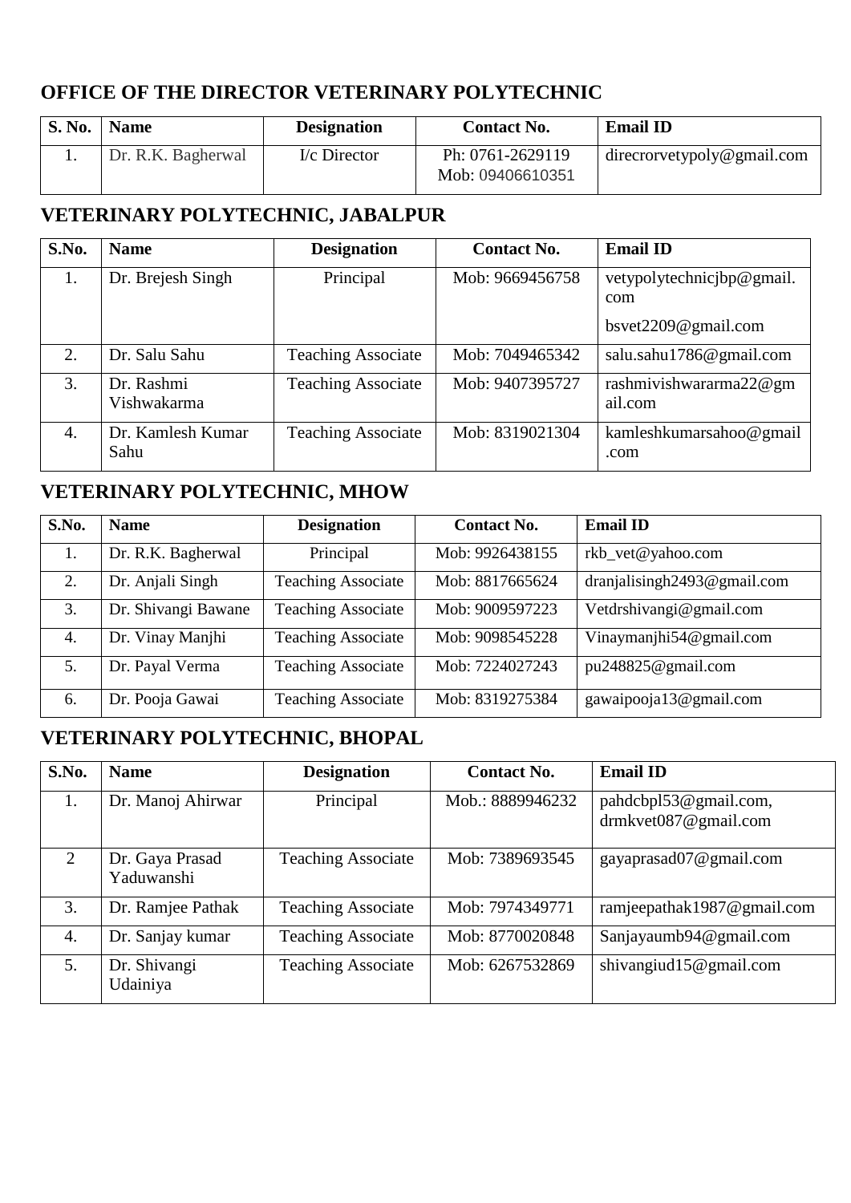## OFFICE OF THE DIRECTOR VETERINARY POLYTECHNIC

| S. No. | Name | Designation | Contact No. | Email ID |
|---|---|---|---|---|
| 1. | Dr. R.K. Bagherwal | I/c Director | Ph: 0761-2629119<br>Mob: 09406610351 | direcrorvetypoly@gmail.com |

## VETERINARY POLYTECHNIC, JABALPUR

| S.No. | Name | Designation | Contact No. | Email ID |
|---|---|---|---|---|
| 1. | Dr. Brejesh Singh | Principal | Mob: 9669456758 | vetypolytechnicjbp@gmail.com<br>bsvet2209@gmail.com |
| 2. | Dr. Salu Sahu | Teaching Associate | Mob: 7049465342 | salu.sahu1786@gmail.com |
| 3. | Dr. Rashmi Vishwakarma | Teaching Associate | Mob: 9407395727 | rashmivishwararma22@gmail.com |
| 4. | Dr. Kamlesh Kumar Sahu | Teaching Associate | Mob: 8319021304 | kamleshkumarsahoo@gmail.com |

## VETERINARY POLYTECHNIC, MHOW

| S.No. | Name | Designation | Contact No. | Email ID |
|---|---|---|---|---|
| 1. | Dr. R.K. Bagherwal | Principal | Mob: 9926438155 | rkb_vet@yahoo.com |
| 2. | Dr. Anjali Singh | Teaching Associate | Mob: 8817665624 | dranjalisingh2493@gmail.com |
| 3. | Dr. Shivangi Bawane | Teaching Associate | Mob: 9009597223 | Vetdrshivangi@gmail.com |
| 4. | Dr. Vinay Manjhi | Teaching Associate | Mob: 9098545228 | Vinaymanjhi54@gmail.com |
| 5. | Dr. Payal Verma | Teaching Associate | Mob: 7224027243 | pu248825@gmail.com |
| 6. | Dr. Pooja Gawai | Teaching Associate | Mob: 8319275384 | gawaipooja13@gmail.com |

## VETERINARY POLYTECHNIC, BHOPAL

| S.No. | Name | Designation | Contact No. | Email ID |
|---|---|---|---|---|
| 1. | Dr. Manoj Ahirwar | Principal | Mob.: 8889946232 | pahdcbpl53@gmail.com, drmkvet087@gmail.com |
| 2 | Dr. Gaya Prasad Yaduwanshi | Teaching Associate | Mob: 7389693545 | gayaprasad07@gmail.com |
| 3. | Dr. Ramjee Pathak | Teaching Associate | Mob: 7974349771 | ramjeepathak1987@gmail.com |
| 4. | Dr. Sanjay kumar | Teaching Associate | Mob: 8770020848 | Sanjayaumb94@gmail.com |
| 5. | Dr. Shivangi Udainiya | Teaching Associate | Mob: 6267532869 | shivangiud15@gmail.com |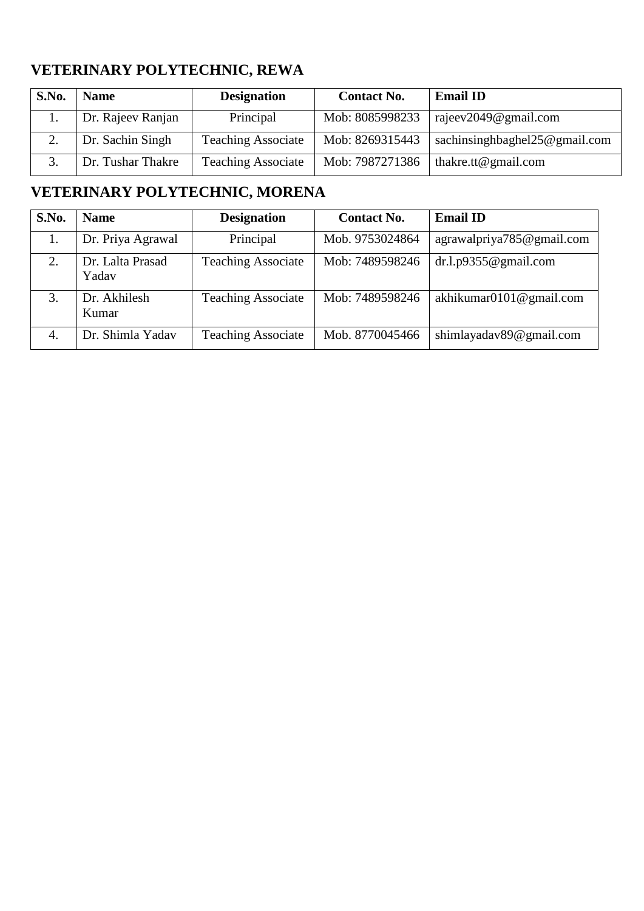## VETERINARY POLYTECHNIC, REWA

| S.No. | Name | Designation | Contact No. | Email ID |
|---|---|---|---|---|
| 1. | Dr. Rajeev Ranjan | Principal | Mob: 8085998233 | rajeev2049@gmail.com |
| 2. | Dr. Sachin Singh | Teaching Associate | Mob: 8269315443 | sachinsinghbaghel25@gmail.com |
| 3. | Dr. Tushar Thakre | Teaching Associate | Mob: 7987271386 | thakre.tt@gmail.com |

## VETERINARY POLYTECHNIC, MORENA

| S.No. | Name | Designation | Contact No. | Email ID |
|---|---|---|---|---|
| 1. | Dr. Priya Agrawal | Principal | Mob. 9753024864 | agrawalpriya785@gmail.com |
| 2. | Dr. Lalta Prasad Yadav | Teaching Associate | Mob: 7489598246 | dr.l.p9355@gmail.com |
| 3. | Dr. Akhilesh Kumar | Teaching Associate | Mob: 7489598246 | akhikumar0101@gmail.com |
| 4. | Dr. Shimla Yadav | Teaching Associate | Mob. 8770045466 | shimlayadav89@gmail.com |